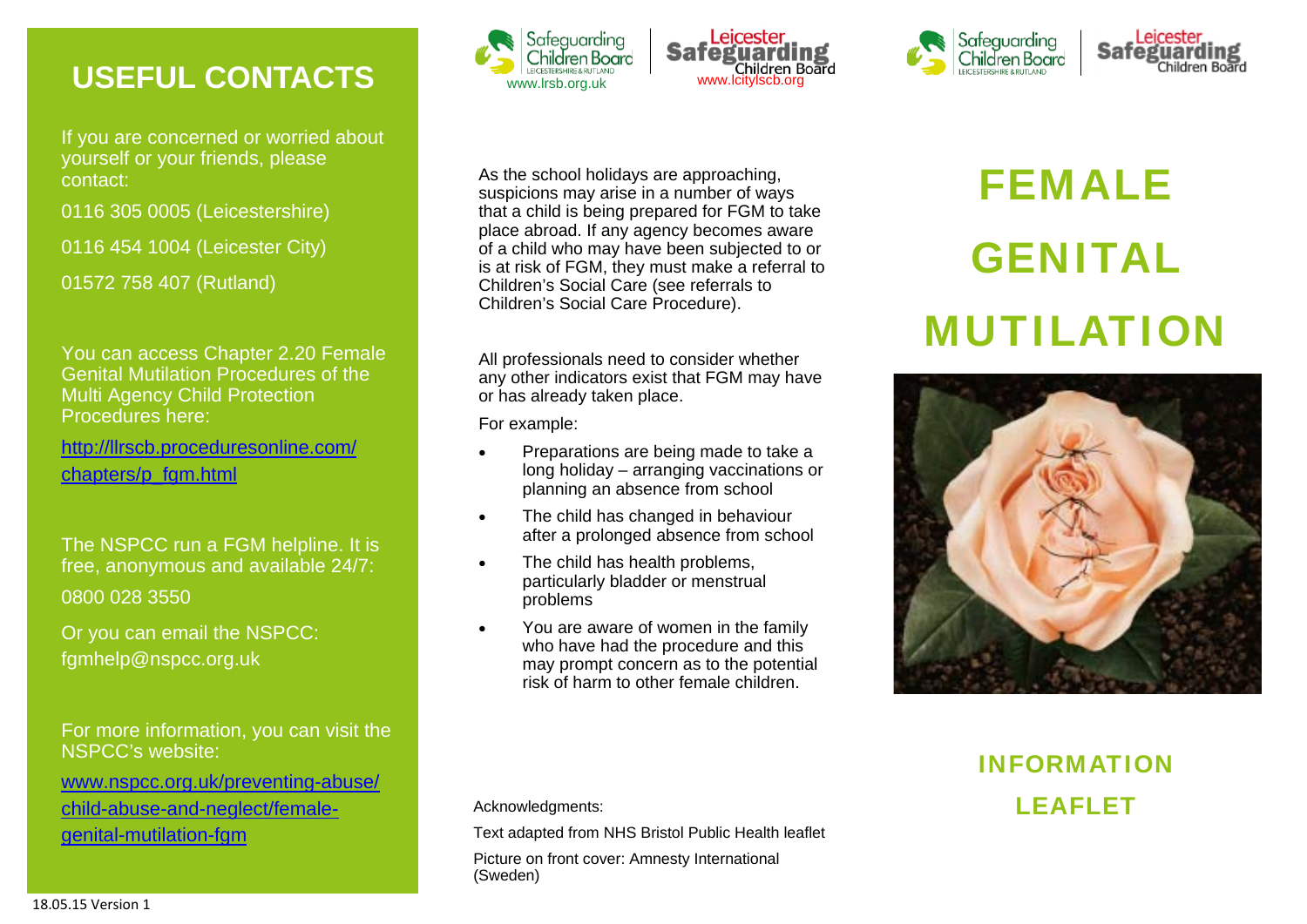## USEFUL CONTACTS

If you are concerned or worried about yourself or your friends, please contact:

0116 305 0005 (Leicestershire)

0116 454 1004 (Leicester City)

01572 758 407 (Rutland)

You can access Chapter 2.20 Female Genital Mutilation Procedures of the Multi Agency Child Protection Procedures here:

http://llrscb.proceduresonline.com/chapters/p_fgm.html

The NSPCC run a FGM helpline. It is free, anonymous and available 24/7:

0800 028 3550

Or you can email the NSPCC: fgmhelp@nspcc.org.uk

For more information, you can visit the NSPCC's website:

www.nspcc.org.uk/preventing-abuse/child-abuse-and-neglect/female-genital-mutilation-fgm

18.05.15 Version 1

Safeguarding Children Board Leicestershire & Rutland www.lrsb.org.uk

Leicester Safeguarding Children Board www.lcitylscb.org

As the school holidays are approaching, suspicions may arise in a number of ways that a child is being prepared for FGM to take place abroad. If any agency becomes aware of a child who may have been subjected to or is at risk of FGM, they must make a referral to Children's Social Care (see referrals to Children's Social Care Procedure).

All professionals need to consider whether any other indicators exist that FGM may have or has already taken place.

For example:

- Preparations are being made to take a long holiday – arranging vaccinations or planning an absence from school
- The child has changed in behaviour after a prolonged absence from school
- The child has health problems, particularly bladder or menstrual problems
- You are aware of women in the family who have had the procedure and this may prompt concern as to the potential risk of harm to other female children.

Acknowledgments:

Text adapted from NHS Bristol Public Health leaflet

Picture on front cover: Amnesty International (Sweden)

Safeguarding Children Board Leicestershire & Rutland

Leicester Safeguarding Children Board

# FEMALE GENITAL MUTILATION

## INFORMATION LEAFLET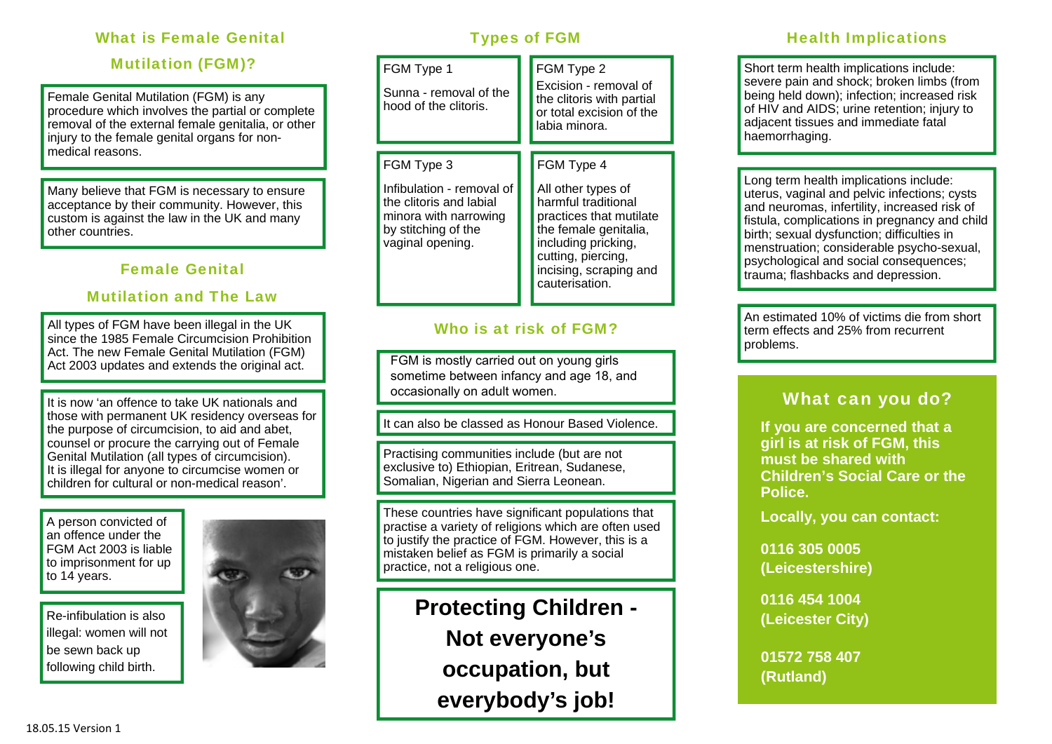## What is Female Genital Mutilation (FGM)?

Female Genital Mutilation (FGM) is any procedure which involves the partial or complete removal of the external female genitalia, or other injury to the female genital organs for non-medical reasons.

Many believe that FGM is necessary to ensure acceptance by their community. However, this custom is against the law in the UK and many other countries.

## Female Genital Mutilation and The Law

All types of FGM have been illegal in the UK since the 1985 Female Circumcision Prohibition Act. The new Female Genital Mutilation (FGM) Act 2003 updates and extends the original act.

It is now 'an offence to take UK nationals and those with permanent UK residency overseas for the purpose of circumcision, to aid and abet, counsel or procure the carrying out of Female Genital Mutilation (all types of circumcision). It is illegal for anyone to circumcise women or children for cultural or non-medical reason'.

A person convicted of an offence under the FGM Act 2003 is liable to imprisonment for up to 14 years.

Re-infibulation is also illegal: women will not be sewn back up following child birth.

## Types of FGM

**FGM Type 1**

Sunna - removal of the hood of the clitoris.

**FGM Type 2**

Excision - removal of the clitoris with partial or total excision of the labia minora.

**FGM Type 3**

Infibulation - removal of the clitoris and labial minora with narrowing by stitching of the vaginal opening.

**FGM Type 4**

All other types of harmful traditional practices that mutilate the female genitalia, including pricking, cutting, piercing, incising, scraping and cauterisation.

## Who is at risk of FGM?

FGM is mostly carried out on young girls sometime between infancy and age 18, and occasionally on adult women.

It can also be classed as Honour Based Violence.

Practising communities include (but are not exclusive to) Ethiopian, Eritrean, Sudanese, Somalian, Nigerian and Sierra Leonean.

These countries have significant populations that practise a variety of religions which are often used to justify the practice of FGM. However, this is a mistaken belief as FGM is primarily a social practice, not a religious one.

**Protecting Children - Not everyone's occupation, but everybody's job!**

## Health Implications

Short term health implications include: severe pain and shock; broken limbs (from being held down); infection; increased risk of HIV and AIDS; urine retention; injury to adjacent tissues and immediate fatal haemorrhaging.

Long term health implications include: uterus, vaginal and pelvic infections; cysts and neuromas, infertility, increased risk of fistula, complications in pregnancy and child birth; sexual dysfunction; difficulties in menstruation; considerable psycho-sexual, psychological and social consequences; trauma; flashbacks and depression.

An estimated 10% of victims die from short term effects and 25% from recurrent problems.

## What can you do?

**If you are concerned that a girl is at risk of FGM, this must be shared with Children's Social Care or the Police.**

**Locally, you can contact:**

**0116 305 0005 (Leicestershire)**

**0116 454 1004 (Leicester City)**

**01572 758 407 (Rutland)**

18.05.15 Version 1